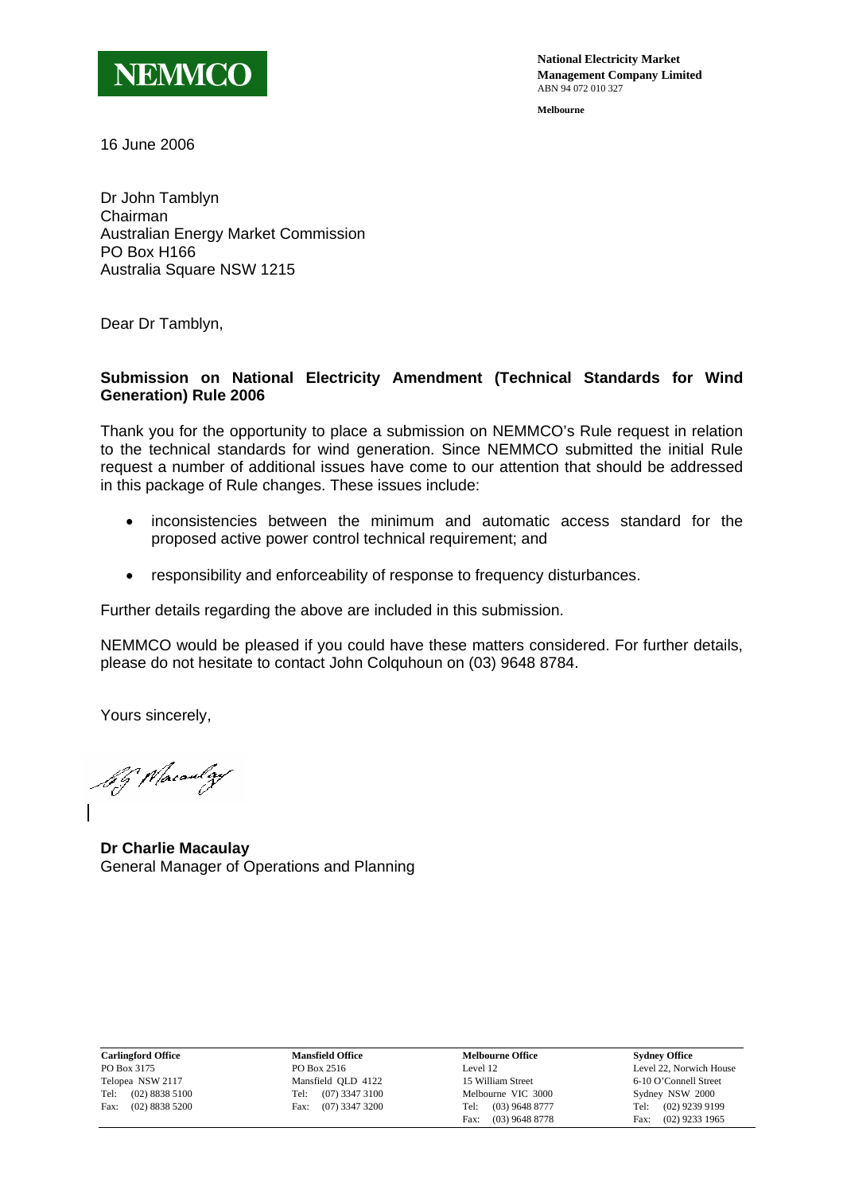**NEMMCO**

**National Electricity Market Management Company Limited**
ABN 94 072 010 327

**Melbourne**

16 June 2006

Dr John Tamblyn
Chairman
Australian Energy Market Commission
PO Box H166
Australia Square NSW 1215

Dear Dr Tamblyn,

**Submission on National Electricity Amendment (Technical Standards for Wind Generation) Rule 2006**

Thank you for the opportunity to place a submission on NEMMCO's Rule request in relation to the technical standards for wind generation. Since NEMMCO submitted the initial Rule request a number of additional issues have come to our attention that should be addressed in this package of Rule changes. These issues include:

- inconsistencies between the minimum and automatic access standard for the proposed active power control technical requirement; and
- responsibility and enforceability of response to frequency disturbances.

Further details regarding the above are included in this submission.

NEMMCO would be pleased if you could have these matters considered. For further details, please do not hesitate to contact John Colquhoun on (03) 9648 8784.

Yours sincerely,

**Dr Charlie Macaulay**
General Manager of Operations and Planning

| **Carlingford Office** | **Mansfield Office** | **Melbourne Office** | **Sydney Office** |
|---|---|---|---|
| PO Box 3175 | PO Box 2516 | Level 12 | Level 22, Norwich House |
| Telopea NSW 2117 | Mansfield QLD 4122 | 15 William Street | 6-10 O'Connell Street |
| Tel: (02) 8838 5100 | Tel: (07) 3347 3100 | Melbourne VIC 3000 | Sydney NSW 2000 |
| Fax: (02) 8838 5200 | Fax: (07) 3347 3200 | Tel: (03) 9648 8777 | Tel: (02) 9239 9199 |
| | | Fax: (03) 9648 8778 | Fax: (02) 9233 1965 |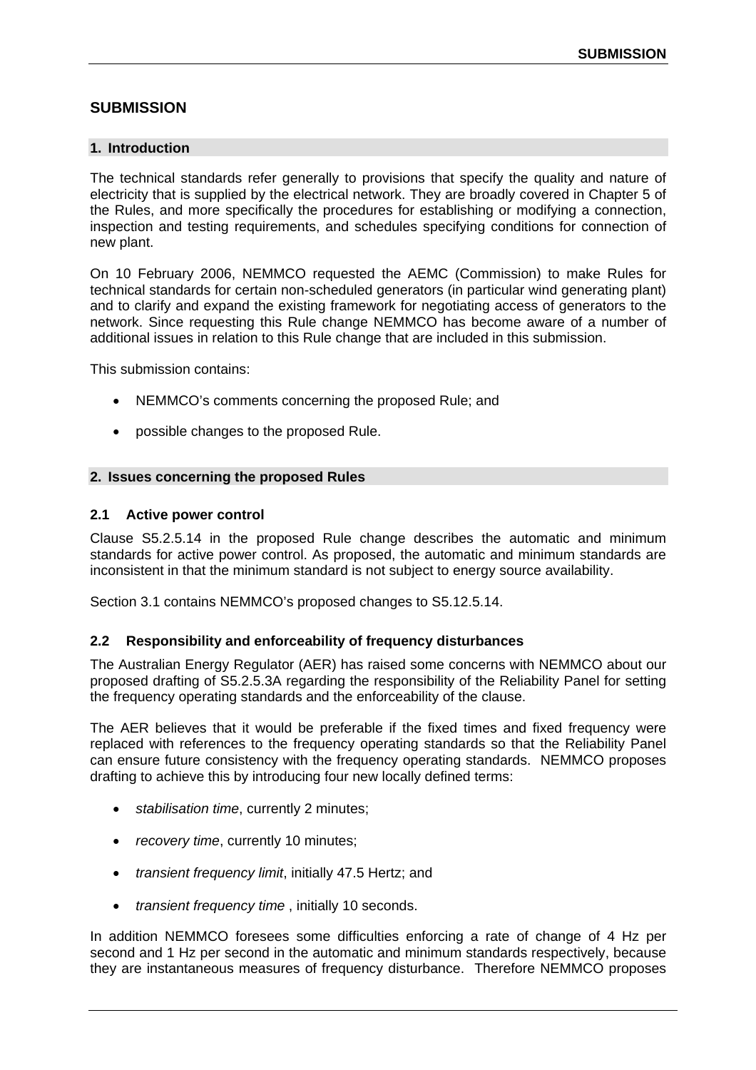# SUBMISSION

## 1. Introduction

The technical standards refer generally to provisions that specify the quality and nature of electricity that is supplied by the electrical network. They are broadly covered in Chapter 5 of the Rules, and more specifically the procedures for establishing or modifying a connection, inspection and testing requirements, and schedules specifying conditions for connection of new plant.

On 10 February 2006, NEMMCO requested the AEMC (Commission) to make Rules for technical standards for certain non-scheduled generators (in particular wind generating plant) and to clarify and expand the existing framework for negotiating access of generators to the network. Since requesting this Rule change NEMMCO has become aware of a number of additional issues in relation to this Rule change that are included in this submission.

This submission contains:

- NEMMCO's comments concerning the proposed Rule; and
- possible changes to the proposed Rule.

## 2. Issues concerning the proposed Rules

### 2.1 Active power control

Clause S5.2.5.14 in the proposed Rule change describes the automatic and minimum standards for active power control. As proposed, the automatic and minimum standards are inconsistent in that the minimum standard is not subject to energy source availability.

Section 3.1 contains NEMMCO's proposed changes to S5.12.5.14.

### 2.2 Responsibility and enforceability of frequency disturbances

The Australian Energy Regulator (AER) has raised some concerns with NEMMCO about our proposed drafting of S5.2.5.3A regarding the responsibility of the Reliability Panel for setting the frequency operating standards and the enforceability of the clause.

The AER believes that it would be preferable if the fixed times and fixed frequency were replaced with references to the frequency operating standards so that the Reliability Panel can ensure future consistency with the frequency operating standards. NEMMCO proposes drafting to achieve this by introducing four new locally defined terms:

- *stabilisation time*, currently 2 minutes;
- *recovery time*, currently 10 minutes;
- *transient frequency limit*, initially 47.5 Hertz; and
- *transient frequency time* , initially 10 seconds.

In addition NEMMCO foresees some difficulties enforcing a rate of change of 4 Hz per second and 1 Hz per second in the automatic and minimum standards respectively, because they are instantaneous measures of frequency disturbance. Therefore NEMMCO proposes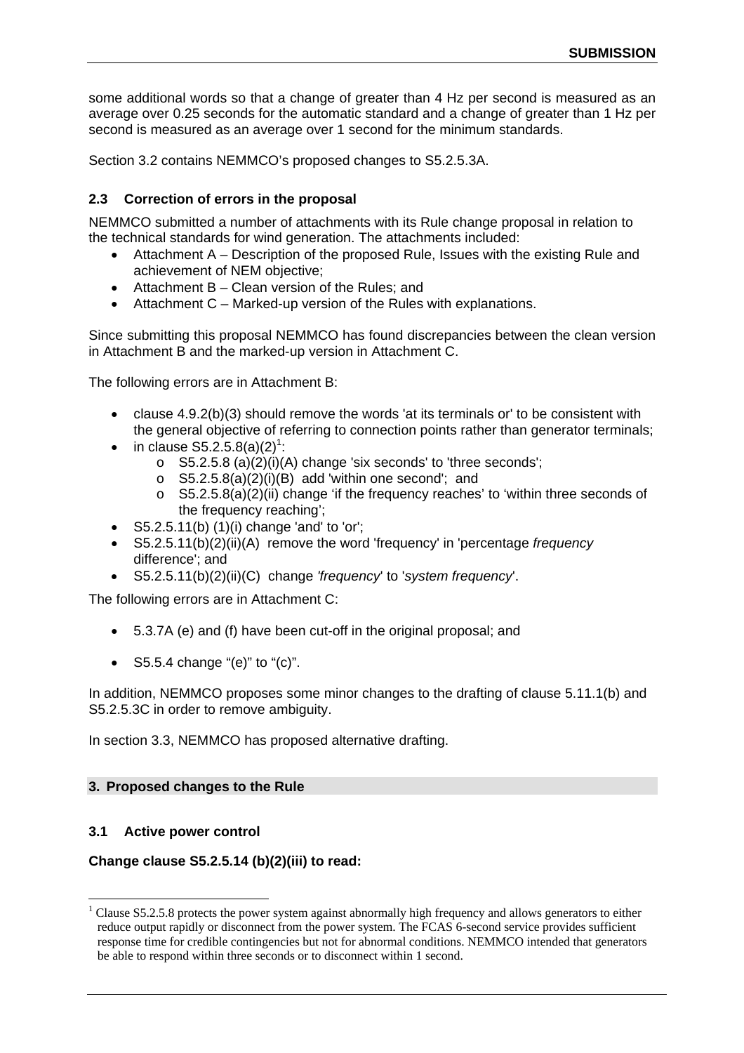some additional words so that a change of greater than 4 Hz per second is measured as an average over 0.25 seconds for the automatic standard and a change of greater than 1 Hz per second is measured as an average over 1 second for the minimum standards.

Section 3.2 contains NEMMCO's proposed changes to S5.2.5.3A.

### 2.3 Correction of errors in the proposal

NEMMCO submitted a number of attachments with its Rule change proposal in relation to the technical standards for wind generation. The attachments included:

- Attachment A – Description of the proposed Rule, Issues with the existing Rule and achievement of NEM objective;
- Attachment B – Clean version of the Rules; and
- Attachment C – Marked-up version of the Rules with explanations.

Since submitting this proposal NEMMCO has found discrepancies between the clean version in Attachment B and the marked-up version in Attachment C.

The following errors are in Attachment B:

- clause 4.9.2(b)(3) should remove the words 'at its terminals or' to be consistent with the general objective of referring to connection points rather than generator terminals;
- in clause S5.2.5.8(a)(2)[1]:
  - S5.2.5.8 (a)(2)(i)(A) change 'six seconds' to 'three seconds';
  - S5.2.5.8(a)(2)(i)(B) add 'within one second'; and
  - S5.2.5.8(a)(2)(ii) change 'if the frequency reaches' to 'within three seconds of the frequency reaching';
- S5.2.5.11(b) (1)(i) change 'and' to 'or';
- S5.2.5.11(b)(2)(ii)(A) remove the word 'frequency' in 'percentage *frequency* difference'; and
- S5.2.5.11(b)(2)(ii)(C) change *'frequency*' to '*system frequency*'.

The following errors are in Attachment C:

- 5.3.7A (e) and (f) have been cut-off in the original proposal; and
- S5.5.4 change "(e)" to "(c)".

In addition, NEMMCO proposes some minor changes to the drafting of clause 5.11.1(b) and S5.2.5.3C in order to remove ambiguity.

In section 3.3, NEMMCO has proposed alternative drafting.

## 3. Proposed changes to the Rule

### 3.1 Active power control

**Change clause S5.2.5.14 (b)(2)(iii) to read:**

[1] Clause S5.2.5.8 protects the power system against abnormally high frequency and allows generators to either reduce output rapidly or disconnect from the power system. The FCAS 6-second service provides sufficient response time for credible contingencies but not for abnormal conditions. NEMMCO intended that generators be able to respond within three seconds or to disconnect within 1 second.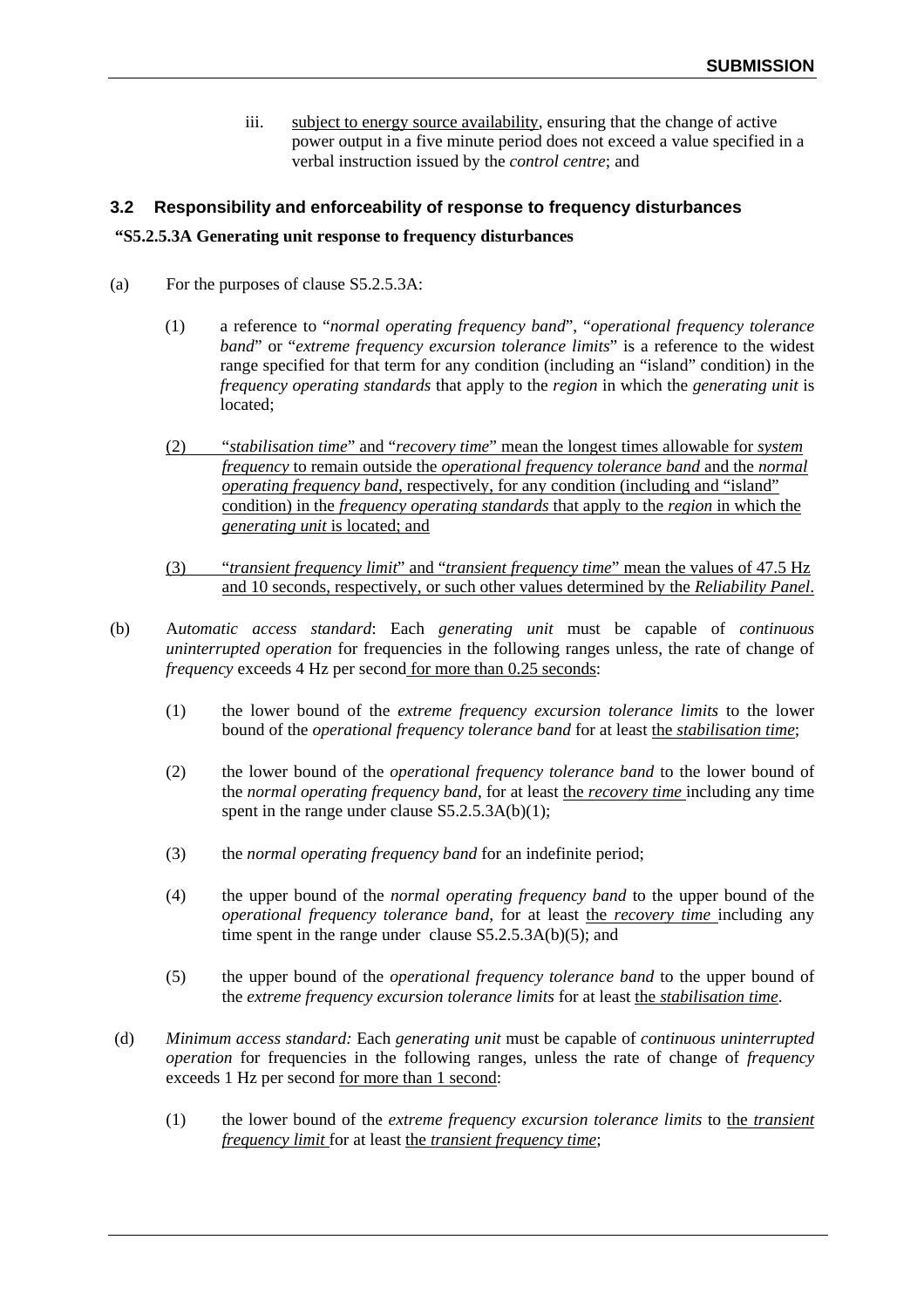iii. <u>subject to energy source availability</u>, ensuring that the change of active power output in a five minute period does not exceed a value specified in a verbal instruction issued by the *control centre*; and

### 3.2 Responsibility and enforceability of response to frequency disturbances

**"S5.2.5.3A Generating unit response to frequency disturbances**

(a) For the purposes of clause S5.2.5.3A:

(1) a reference to "*normal operating frequency band*", "*operational frequency tolerance band*" or "*extreme frequency excursion tolerance limits*" is a reference to the widest range specified for that term for any condition (including an "island" condition) in the *frequency operating standards* that apply to the *region* in which the *generating unit* is located;

<u>(2) "*stabilisation time*" and "*recovery time*" mean the longest times allowable for *system frequency* to remain outside the *operational frequency tolerance band* and the *normal operating frequency band*, respectively, for any condition (including and "island" condition) in the *frequency operating standards* that apply to the *region* in which the *generating unit* is located; and</u>

<u>(3) "*transient frequency limit*" and "*transient frequency time*" mean the values of 47.5 Hz and 10 seconds, respectively, or such other values determined by the *Reliability Panel*.</u>

(b) A*utomatic access standard*: Each *generating unit* must be capable of *continuous uninterrupted operation* for frequencies in the following ranges unless, the rate of change of *frequency* exceeds 4 Hz per second <u>for more than 0.25 seconds</u>:

(1) the lower bound of the *extreme frequency excursion tolerance limits* to the lower bound of the *operational frequency tolerance band* for at least <u>the *stabilisation time*</u>;

(2) the lower bound of the *operational frequency tolerance band* to the lower bound of the *normal operating frequency band*, for at least <u>the *recovery time*</u> including any time spent in the range under clause S5.2.5.3A(b)(1);

(3) the *normal operating frequency band* for an indefinite period;

(4) the upper bound of the *normal operating frequency band* to the upper bound of the *operational frequency tolerance band*, for at least <u>the *recovery time*</u> including any time spent in the range under clause S5.2.5.3A(b)(5); and

(5) the upper bound of the *operational frequency tolerance band* to the upper bound of the *extreme frequency excursion tolerance limits* for at least <u>the *stabilisation time*</u>.

(d) *Minimum access standard:* Each *generating unit* must be capable of *continuous uninterrupted operation* for frequencies in the following ranges, unless the rate of change of *frequency* exceeds 1 Hz per second <u>for more than 1 second</u>:

(1) the lower bound of the *extreme frequency excursion tolerance limits* to <u>the *transient frequency limit*</u> for at least <u>the *transient frequency time*</u>;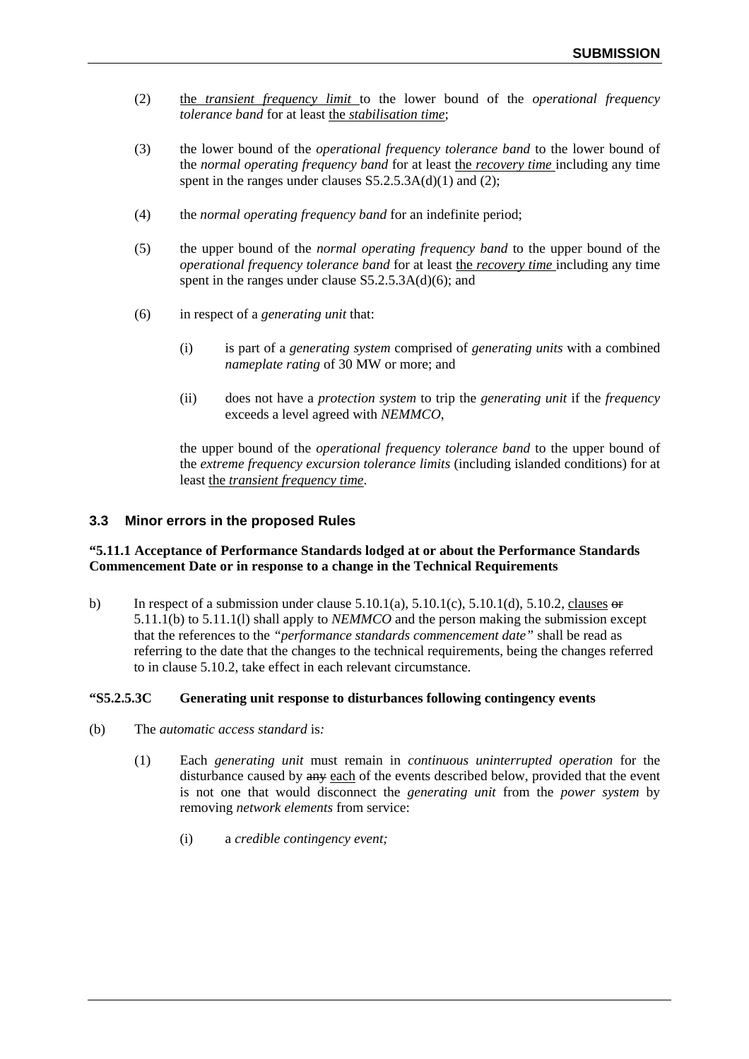(2) <u>the *transient frequency limit*</u> to the lower bound of the *operational frequency tolerance band* for at least <u>the *stabilisation time*</u>;

(3) the lower bound of the *operational frequency tolerance band* to the lower bound of the *normal operating frequency band* for at least <u>the *recovery time*</u> including any time spent in the ranges under clauses S5.2.5.3A(d)(1) and (2);

(4) the *normal operating frequency band* for an indefinite period;

(5) the upper bound of the *normal operating frequency band* to the upper bound of the *operational frequency tolerance band* for at least <u>the *recovery time*</u> including any time spent in the ranges under clause S5.2.5.3A(d)(6); and

(6) in respect of a *generating unit* that:

 (i) is part of a *generating system* comprised of *generating units* with a combined *nameplate rating* of 30 MW or more; and

 (ii) does not have a *protection system* to trip the *generating unit* if the *frequency* exceeds a level agreed with *NEMMCO*,

the upper bound of the *operational frequency tolerance band* to the upper bound of the *extreme frequency excursion tolerance limits* (including islanded conditions) for at least <u>the *transient frequency time*</u>.

### 3.3 Minor errors in the proposed Rules

**"5.11.1 Acceptance of Performance Standards lodged at or about the Performance Standards Commencement Date or in response to a change in the Technical Requirements**

b) In respect of a submission under clause 5.10.1(a), 5.10.1(c), 5.10.1(d), 5.10.2, <u>clauses</u> ~~or~~ 5.11.1(b) to 5.11.1(l) shall apply to *NEMMCO* and the person making the submission except that the references to the *"performance standards commencement date"* shall be read as referring to the date that the changes to the technical requirements, being the changes referred to in clause 5.10.2, take effect in each relevant circumstance.

**"S5.2.5.3C Generating unit response to disturbances following contingency events**

(b) The *automatic access standard* is*:*

(1) Each *generating unit* must remain in *continuous uninterrupted operation* for the disturbance caused by ~~any~~ <u>each</u> of the events described below, provided that the event is not one that would disconnect the *generating unit* from the *power system* by removing *network elements* from service:

 (i) a *credible contingency event;*